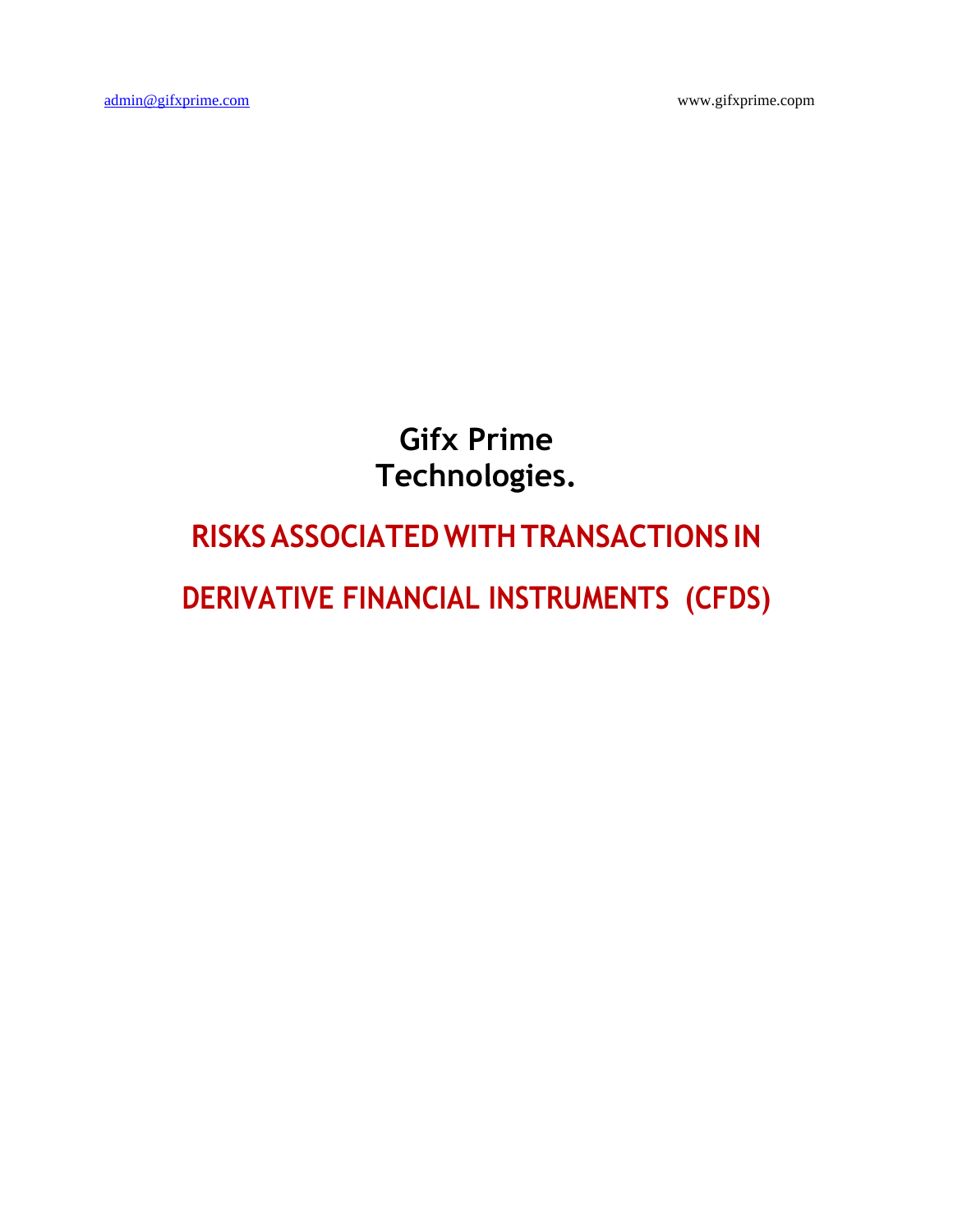admin@gifxprime.com www.gifxprime.copm

# Gifx Prime Technologies.

## RISKS ASSOCIATED WITH TRANSACTIONS IN DERIVATIVE FINANCIAL INSTRUMENTS (CFDS)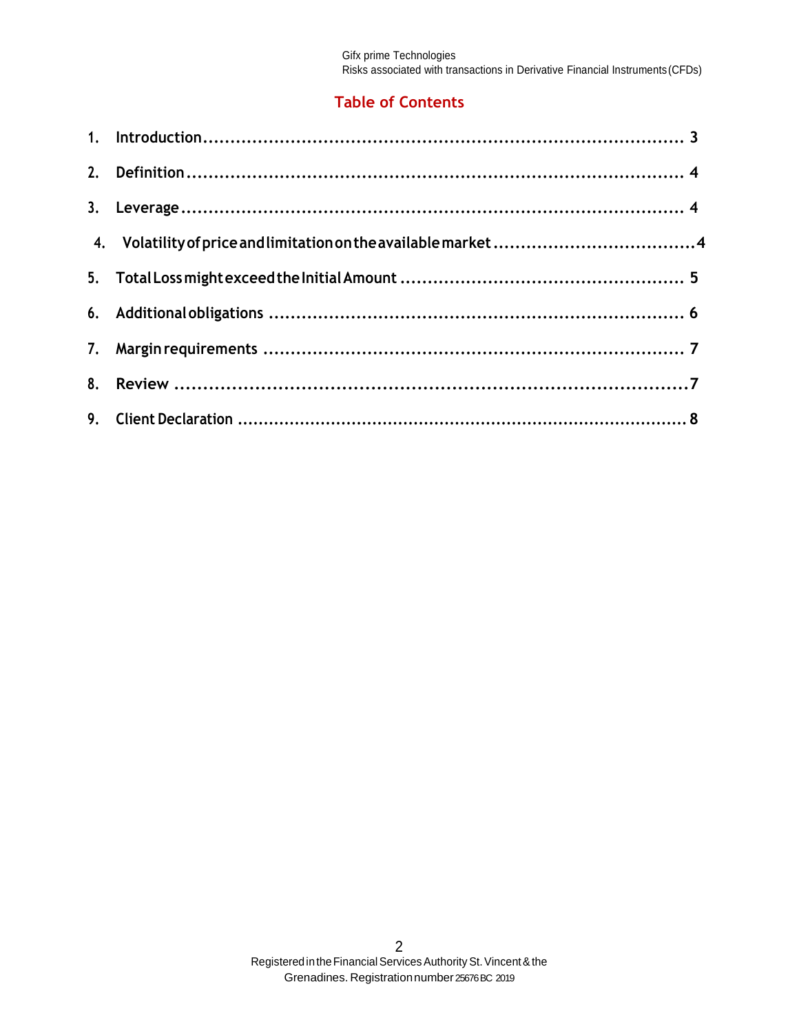## Table of Contents

1. Introduction ........................................................................... 3
2. Definition ............................................................................. 4
3. Leverage ............................................................................... 4
4. Volatility of price and limitation on the available market ..................................... 4
5. Total Loss might exceed the Initial Amount .................................................... 5
6. Additional obligations ............................................................... 6
7. Margin requirements ............................................................... 7
8. Review ..................................................................................... 7
9. Client Declaration ....................................................................... 8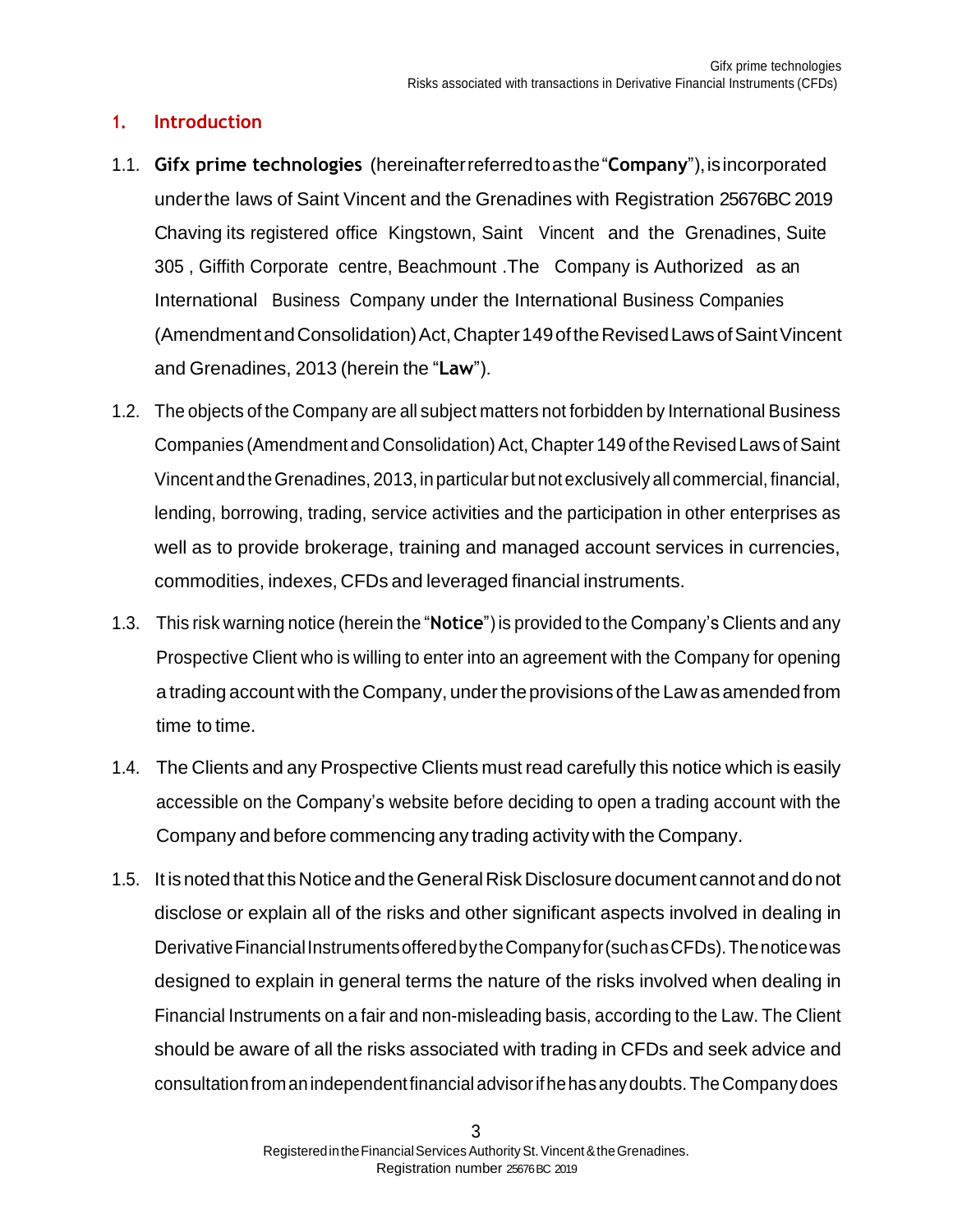## 1. Introduction

1.1. **Gifx prime technologies** (hereinafter referred to as the "**Company**"), is incorporated under the laws of Saint Vincent and the Grenadines with Registration 25676BC 2019 Chaving its registered office Kingstown, Saint Vincent and the Grenadines, Suite 305 , Giffith Corporate centre, Beachmount .The Company is Authorized as an International Business Company under the International Business Companies (Amendment and Consolidation) Act, Chapter 149 of the Revised Laws of Saint Vincent and Grenadines, 2013 (herein the "**Law**").

1.2. The objects of the Company are all subject matters not forbidden by International Business Companies (Amendment and Consolidation) Act, Chapter 149 of the Revised Laws of Saint Vincent and the Grenadines, 2013, in particular but not exclusively all commercial, financial, lending, borrowing, trading, service activities and the participation in other enterprises as well as to provide brokerage, training and managed account services in currencies, commodities, indexes, CFDs and leveraged financial instruments.

1.3. This risk warning notice (herein the "**Notice**") is provided to the Company's Clients and any Prospective Client who is willing to enter into an agreement with the Company for opening a trading account with the Company, under the provisions of the Law as amended from time to time.

1.4. The Clients and any Prospective Clients must read carefully this notice which is easily accessible on the Company's website before deciding to open a trading account with the Company and before commencing any trading activity with the Company.

1.5. It is noted that this Notice and the General Risk Disclosure document cannot and do not disclose or explain all of the risks and other significant aspects involved in dealing in Derivative Financial Instruments offered by the Company for (such as CFDs). The notice was designed to explain in general terms the nature of the risks involved when dealing in Financial Instruments on a fair and non-misleading basis, according to the Law. The Client should be aware of all the risks associated with trading in CFDs and seek advice and consultation from an independent financial advisor if he has any doubts. The Company does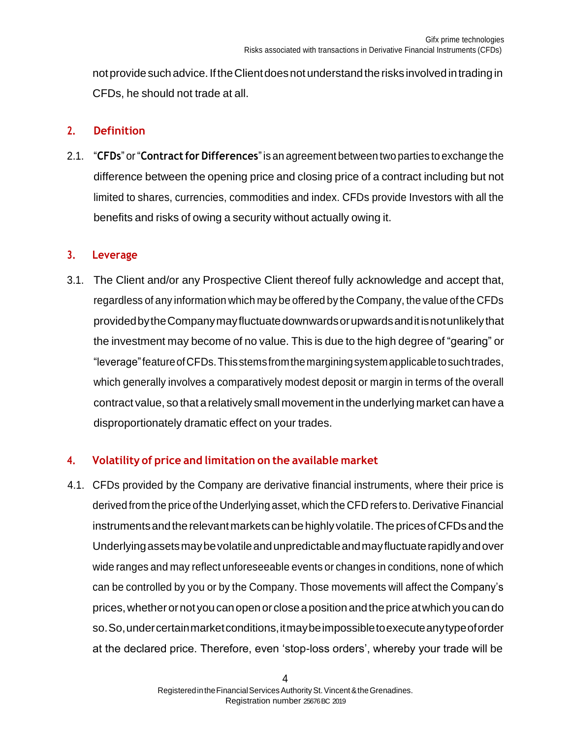not provide such advice. If the Client does not understand the risks involved in trading in CFDs, he should not trade at all.

## 2. Definition

2.1. "**CFDs**" or "**Contract for Differences**" is an agreement between two parties to exchange the difference between the opening price and closing price of a contract including but not limited to shares, currencies, commodities and index. CFDs provide Investors with all the benefits and risks of owing a security without actually owing it.

## 3. Leverage

3.1. The Client and/or any Prospective Client thereof fully acknowledge and accept that, regardless of any information which may be offered by the Company, the value of the CFDs provided by the Company may fluctuate downwards or upwards and it is not unlikely that the investment may become of no value. This is due to the high degree of "gearing" or "leverage" feature of CFDs. This stems from the margining system applicable to such trades, which generally involves a comparatively modest deposit or margin in terms of the overall contract value, so that a relatively small movement in the underlying market can have a disproportionately dramatic effect on your trades.

## 4. Volatility of price and limitation on the available market

4.1. CFDs provided by the Company are derivative financial instruments, where their price is derived from the price of the Underlying asset, which the CFD refers to. Derivative Financial instruments and the relevant markets can be highly volatile. The prices of CFDs and the Underlying assets may be volatile and unpredictable and may fluctuate rapidly and over wide ranges and may reflect unforeseeable events or changes in conditions, none of which can be controlled by you or by the Company. Those movements will affect the Company's prices, whether or not you can open or close a position and the price at which you can do so. So, under certain market conditions, it may be impossible to execute any type of order at the declared price. Therefore, even 'stop-loss orders', whereby your trade will be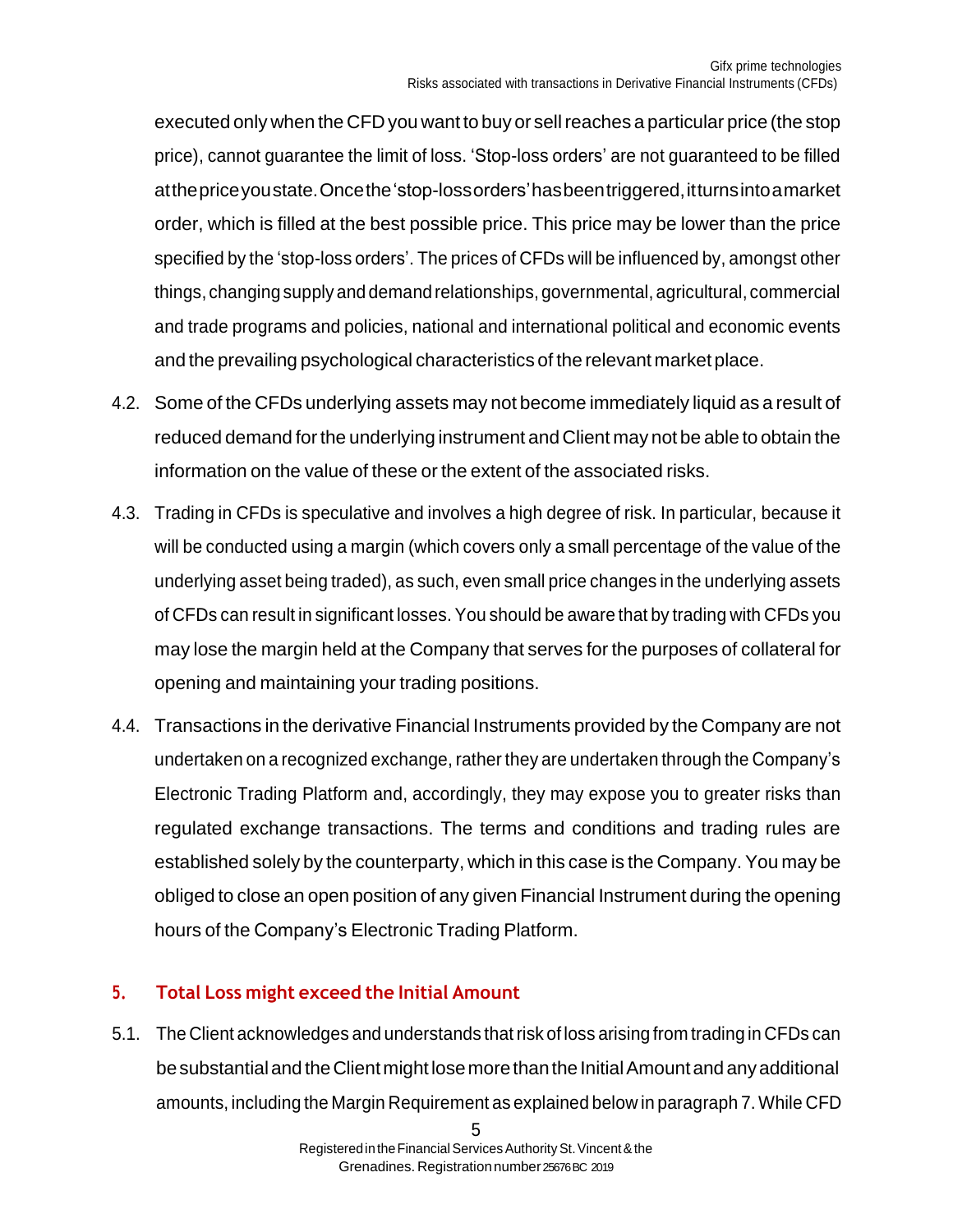executed only when the CFD you want to buy or sell reaches a particular price (the stop price), cannot guarantee the limit of loss. 'Stop-loss orders' are not guaranteed to be filled at the price you state. Once the 'stop-loss orders' has been triggered, it turns into a market order, which is filled at the best possible price. This price may be lower than the price specified by the 'stop-loss orders'. The prices of CFDs will be influenced by, amongst other things, changing supply and demand relationships, governmental, agricultural, commercial and trade programs and policies, national and international political and economic events and the prevailing psychological characteristics of the relevant market place.

4.2. Some of the CFDs underlying assets may not become immediately liquid as a result of reduced demand for the underlying instrument and Client may not be able to obtain the information on the value of these or the extent of the associated risks.

4.3. Trading in CFDs is speculative and involves a high degree of risk. In particular, because it will be conducted using a margin (which covers only a small percentage of the value of the underlying asset being traded), as such, even small price changes in the underlying assets of CFDs can result in significant losses. You should be aware that by trading with CFDs you may lose the margin held at the Company that serves for the purposes of collateral for opening and maintaining your trading positions.

4.4. Transactions in the derivative Financial Instruments provided by the Company are not undertaken on a recognized exchange, rather they are undertaken through the Company's Electronic Trading Platform and, accordingly, they may expose you to greater risks than regulated exchange transactions. The terms and conditions and trading rules are established solely by the counterparty, which in this case is the Company. You may be obliged to close an open position of any given Financial Instrument during the opening hours of the Company's Electronic Trading Platform.

## 5. Total Loss might exceed the Initial Amount

5.1. The Client acknowledges and understands that risk of loss arising from trading in CFDs can be substantial and the Client might lose more than the Initial Amount and any additional amounts, including the Margin Requirement as explained below in paragraph 7. While CFD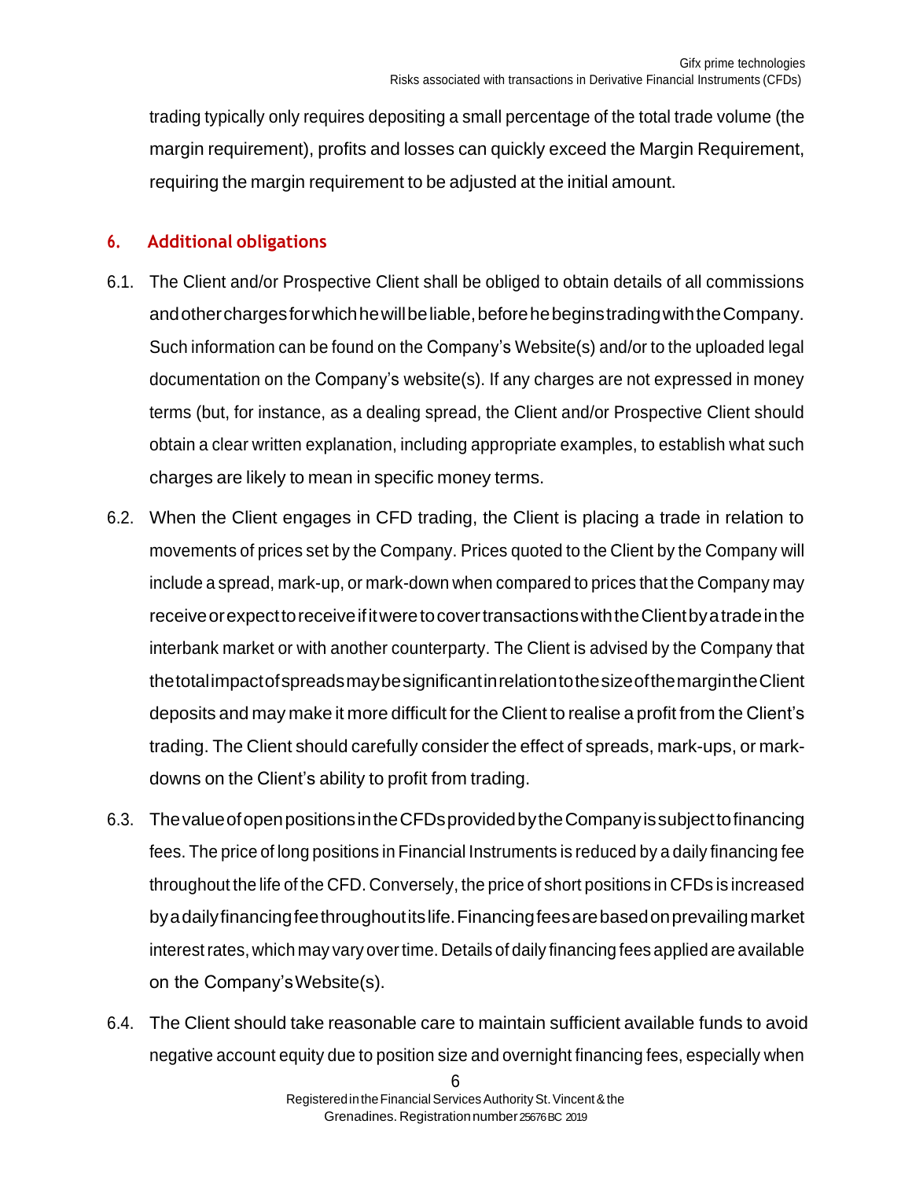trading typically only requires depositing a small percentage of the total trade volume (the margin requirement), profits and losses can quickly exceed the Margin Requirement, requiring the margin requirement to be adjusted at the initial amount.

## 6. Additional obligations

6.1. The Client and/or Prospective Client shall be obliged to obtain details of all commissions and other charges for which he will be liable, before he begins trading with the Company. Such information can be found on the Company's Website(s) and/or to the uploaded legal documentation on the Company's website(s). If any charges are not expressed in money terms (but, for instance, as a dealing spread, the Client and/or Prospective Client should obtain a clear written explanation, including appropriate examples, to establish what such charges are likely to mean in specific money terms.

6.2. When the Client engages in CFD trading, the Client is placing a trade in relation to movements of prices set by the Company. Prices quoted to the Client by the Company will include a spread, mark-up, or mark-down when compared to prices that the Company may receive or expect to receive if it were to cover transactions with the Client by a trade in the interbank market or with another counterparty. The Client is advised by the Company that the total impact of spreads may be significant in relation to the size of the margin the Client deposits and may make it more difficult for the Client to realise a profit from the Client's trading. The Client should carefully consider the effect of spreads, mark-ups, or mark-downs on the Client's ability to profit from trading.

6.3. The value of open positions in the CFDs provided by the Company is subject to financing fees. The price of long positions in Financial Instruments is reduced by a daily financing fee throughout the life of the CFD. Conversely, the price of short positions in CFDs is increased by a daily financing fee throughout its life. Financing fees are based on prevailing market interest rates, which may vary over time. Details of daily financing fees applied are available on the Company's Website(s).

6.4. The Client should take reasonable care to maintain sufficient available funds to avoid negative account equity due to position size and overnight financing fees, especially when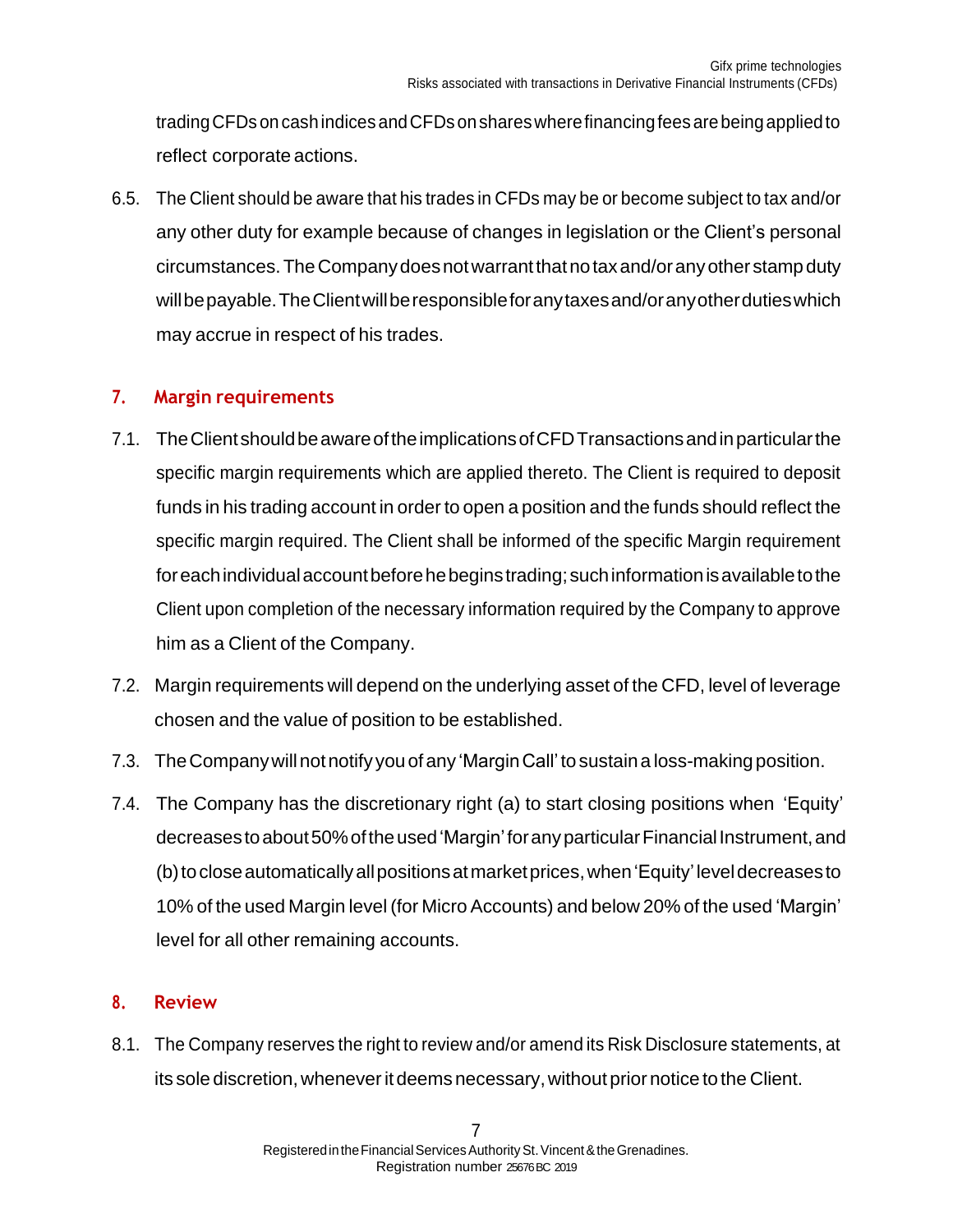trading CFDs on cash indices and CFDs on shares where financing fees are being applied to reflect corporate actions.

6.5. The Client should be aware that his trades in CFDs may be or become subject to tax and/or any other duty for example because of changes in legislation or the Client's personal circumstances. The Company does not warrant that no tax and/or any other stamp duty will be payable. The Client will be responsible for any taxes and/or any other duties which may accrue in respect of his trades.

## 7. Margin requirements

7.1. The Client should be aware of the implications of CFD Transactions and in particular the specific margin requirements which are applied thereto. The Client is required to deposit funds in his trading account in order to open a position and the funds should reflect the specific margin required. The Client shall be informed of the specific Margin requirement for each individual account before he begins trading; such information is available to the Client upon completion of the necessary information required by the Company to approve him as a Client of the Company.

7.2. Margin requirements will depend on the underlying asset of the CFD, level of leverage chosen and the value of position to be established.

7.3. The Company will not notify you of any 'Margin Call' to sustain a loss-making position.

7.4. The Company has the discretionary right (a) to start closing positions when 'Equity' decreases to about 50% of the used 'Margin' for any particular Financial Instrument, and (b) to close automatically all positions at market prices, when 'Equity' level decreases to 10% of the used Margin level (for Micro Accounts) and below 20% of the used 'Margin' level for all other remaining accounts.

## 8. Review

8.1. The Company reserves the right to review and/or amend its Risk Disclosure statements, at its sole discretion, whenever it deems necessary, without prior notice to the Client.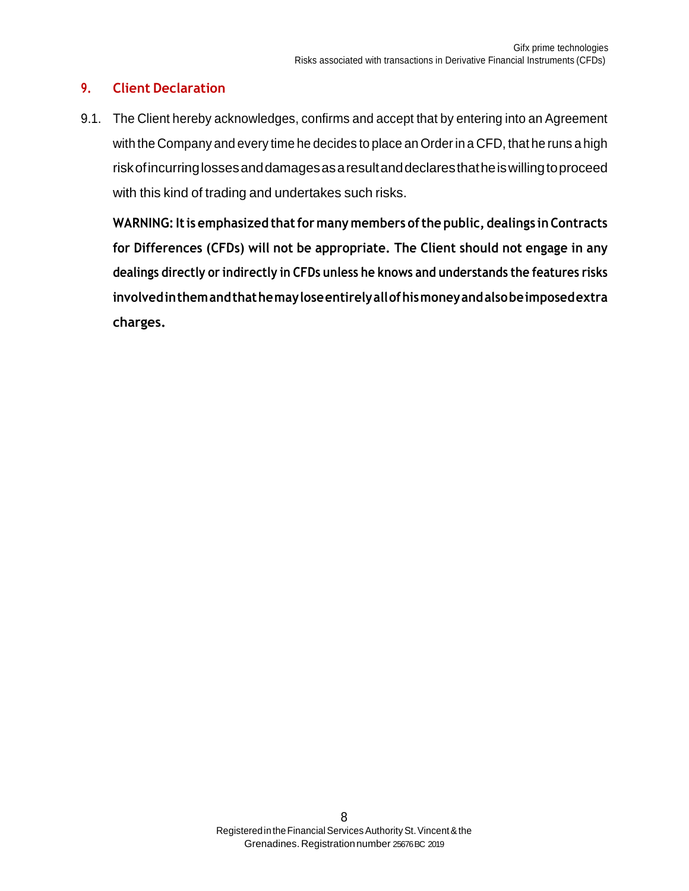## 9. Client Declaration

9.1. The Client hereby acknowledges, confirms and accept that by entering into an Agreement with the Company and every time he decides to place an Order in a CFD, that he runs a high risk of incurring losses and damages as a result and declares that he is willing to proceed with this kind of trading and undertakes such risks.

**WARNING: It is emphasized that for many members of the public, dealings in Contracts for Differences (CFDs) will not be appropriate. The Client should not engage in any dealings directly or indirectly in CFDs unless he knows and understands the features risks involved in them and that he may lose entirely all of his money and also be imposed extra charges.**